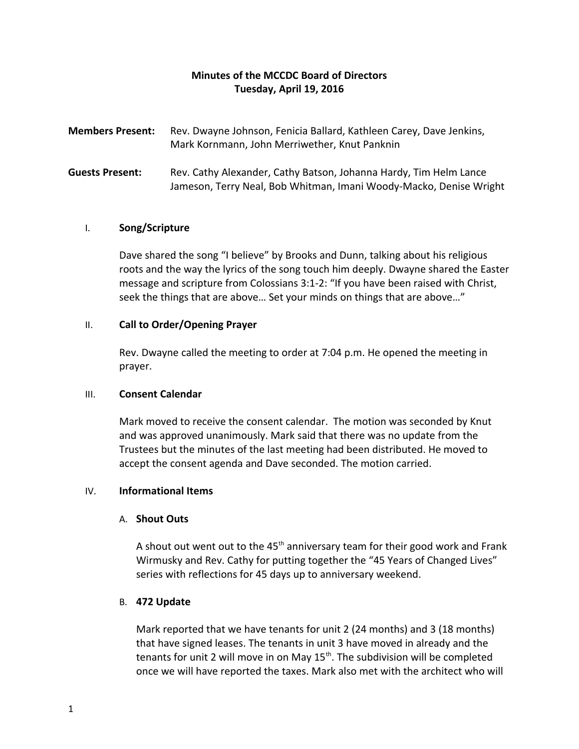# Minutes of the MCCDC Board of Directors
## Tuesday, April 19, 2016

**Members Present:** Rev. Dwayne Johnson, Fenicia Ballard, Kathleen Carey, Dave Jenkins, Mark Kornmann, John Merriwether, Knut Panknin

**Guests Present:** Rev. Cathy Alexander, Cathy Batson, Johanna Hardy, Tim Helm Lance Jameson, Terry Neal, Bob Whitman, Imani Woody-Macko, Denise Wright

### I. Song/Scripture

Dave shared the song "I believe" by Brooks and Dunn, talking about his religious roots and the way the lyrics of the song touch him deeply. Dwayne shared the Easter message and scripture from Colossians 3:1-2: "If you have been raised with Christ, seek the things that are above… Set your minds on things that are above…"

### II. Call to Order/Opening Prayer

Rev. Dwayne called the meeting to order at 7:04 p.m. He opened the meeting in prayer.

### III. Consent Calendar

Mark moved to receive the consent calendar. The motion was seconded by Knut and was approved unanimously. Mark said that there was no update from the Trustees but the minutes of the last meeting had been distributed. He moved to accept the consent agenda and Dave seconded. The motion carried.

### IV. Informational Items

#### A. Shout Outs

A shout out went out to the 45th anniversary team for their good work and Frank Wirmusky and Rev. Cathy for putting together the "45 Years of Changed Lives" series with reflections for 45 days up to anniversary weekend.

#### B. 472 Update

Mark reported that we have tenants for unit 2 (24 months) and 3 (18 months) that have signed leases. The tenants in unit 3 have moved in already and the tenants for unit 2 will move in on May 15th. The subdivision will be completed once we will have reported the taxes. Mark also met with the architect who will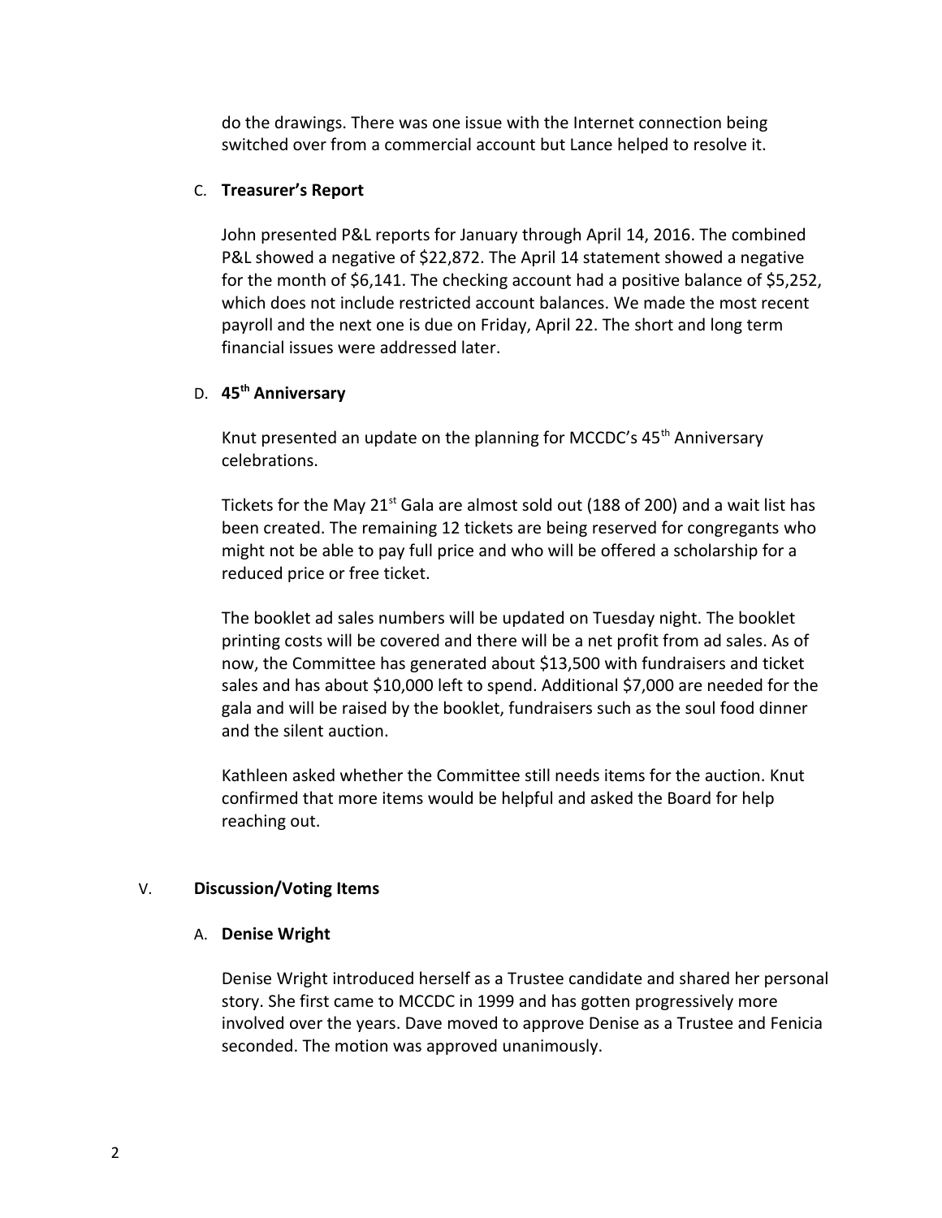do the drawings. There was one issue with the Internet connection being switched over from a commercial account but Lance helped to resolve it.

C. **Treasurer's Report**

John presented P&L reports for January through April 14, 2016. The combined P&L showed a negative of $22,872. The April 14 statement showed a negative for the month of $6,141. The checking account had a positive balance of $5,252, which does not include restricted account balances. We made the most recent payroll and the next one is due on Friday, April 22. The short and long term financial issues were addressed later.

D. **45th Anniversary**

Knut presented an update on the planning for MCCDC's 45th Anniversary celebrations.

Tickets for the May 21st Gala are almost sold out (188 of 200) and a wait list has been created. The remaining 12 tickets are being reserved for congregants who might not be able to pay full price and who will be offered a scholarship for a reduced price or free ticket.

The booklet ad sales numbers will be updated on Tuesday night. The booklet printing costs will be covered and there will be a net profit from ad sales. As of now, the Committee has generated about $13,500 with fundraisers and ticket sales and has about $10,000 left to spend. Additional $7,000 are needed for the gala and will be raised by the booklet, fundraisers such as the soul food dinner and the silent auction.

Kathleen asked whether the Committee still needs items for the auction. Knut confirmed that more items would be helpful and asked the Board for help reaching out.

V. **Discussion/Voting Items**

A. **Denise Wright**

Denise Wright introduced herself as a Trustee candidate and shared her personal story. She first came to MCCDC in 1999 and has gotten progressively more involved over the years. Dave moved to approve Denise as a Trustee and Fenicia seconded. The motion was approved unanimously.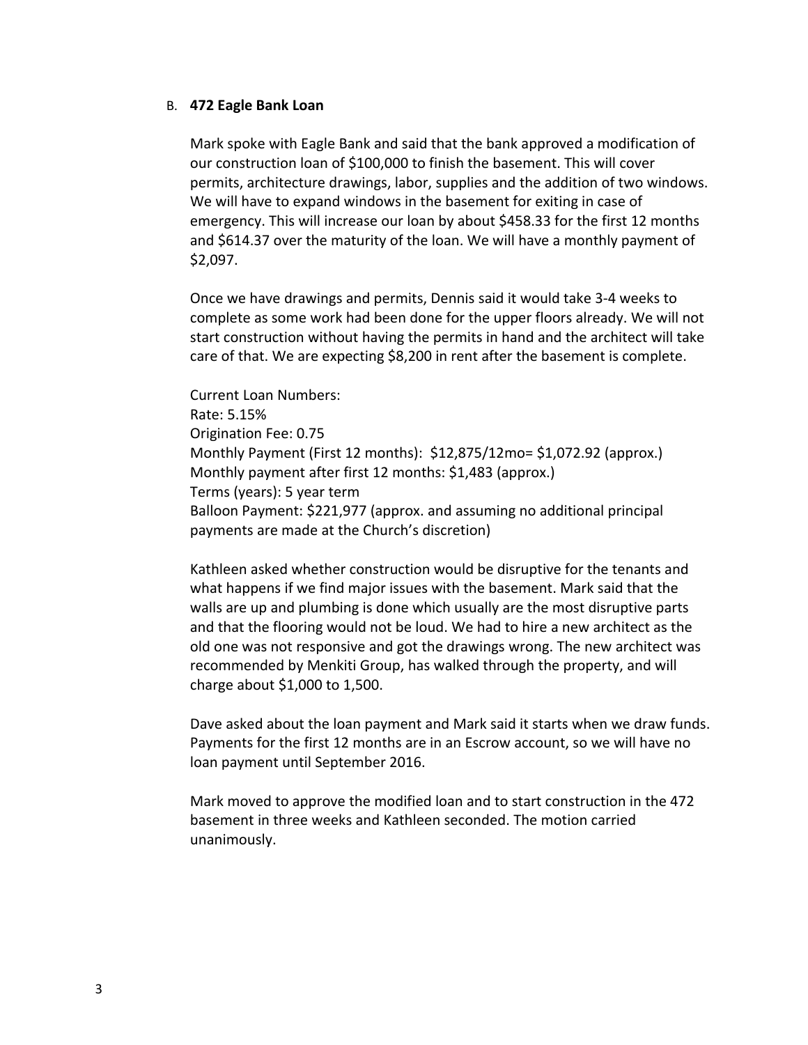B. **472 Eagle Bank Loan**

Mark spoke with Eagle Bank and said that the bank approved a modification of our construction loan of $100,000 to finish the basement. This will cover permits, architecture drawings, labor, supplies and the addition of two windows. We will have to expand windows in the basement for exiting in case of emergency. This will increase our loan by about $458.33 for the first 12 months and $614.37 over the maturity of the loan. We will have a monthly payment of $2,097.

Once we have drawings and permits, Dennis said it would take 3-4 weeks to complete as some work had been done for the upper floors already. We will not start construction without having the permits in hand and the architect will take care of that. We are expecting $8,200 in rent after the basement is complete.

Current Loan Numbers:
Rate: 5.15%
Origination Fee: 0.75
Monthly Payment (First 12 months): $12,875/12mo= $1,072.92 (approx.)
Monthly payment after first 12 months: $1,483 (approx.)
Terms (years): 5 year term
Balloon Payment: $221,977 (approx. and assuming no additional principal payments are made at the Church's discretion)

Kathleen asked whether construction would be disruptive for the tenants and what happens if we find major issues with the basement. Mark said that the walls are up and plumbing is done which usually are the most disruptive parts and that the flooring would not be loud. We had to hire a new architect as the old one was not responsive and got the drawings wrong. The new architect was recommended by Menkiti Group, has walked through the property, and will charge about $1,000 to 1,500.

Dave asked about the loan payment and Mark said it starts when we draw funds. Payments for the first 12 months are in an Escrow account, so we will have no loan payment until September 2016.

Mark moved to approve the modified loan and to start construction in the 472 basement in three weeks and Kathleen seconded. The motion carried unanimously.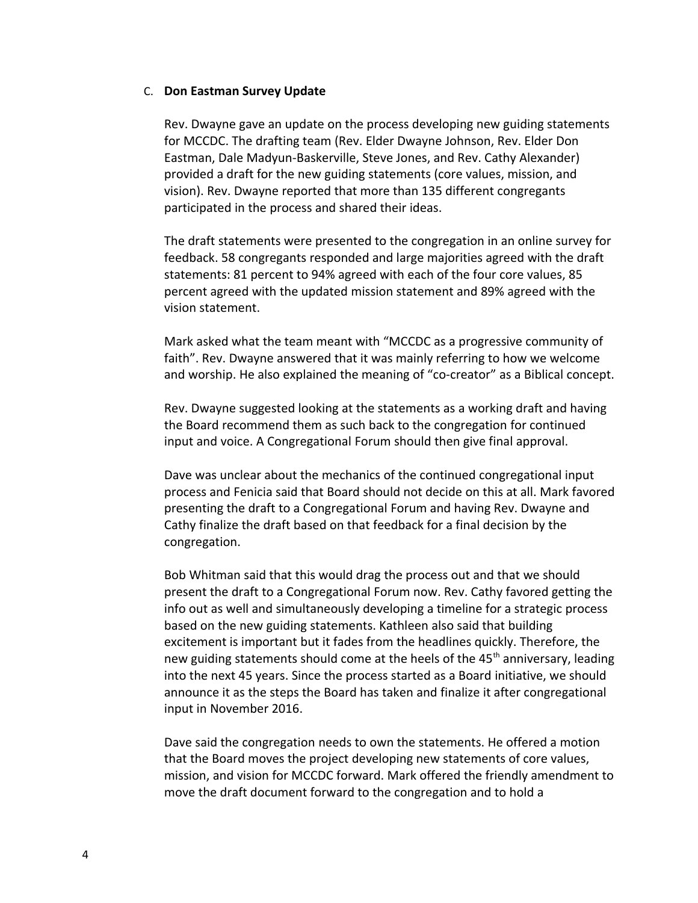C. **Don Eastman Survey Update**

Rev. Dwayne gave an update on the process developing new guiding statements for MCCDC. The drafting team (Rev. Elder Dwayne Johnson, Rev. Elder Don Eastman, Dale Madyun-Baskerville, Steve Jones, and Rev. Cathy Alexander) provided a draft for the new guiding statements (core values, mission, and vision). Rev. Dwayne reported that more than 135 different congregants participated in the process and shared their ideas.

The draft statements were presented to the congregation in an online survey for feedback. 58 congregants responded and large majorities agreed with the draft statements: 81 percent to 94% agreed with each of the four core values, 85 percent agreed with the updated mission statement and 89% agreed with the vision statement.

Mark asked what the team meant with "MCCDC as a progressive community of faith". Rev. Dwayne answered that it was mainly referring to how we welcome and worship. He also explained the meaning of "co-creator" as a Biblical concept.

Rev. Dwayne suggested looking at the statements as a working draft and having the Board recommend them as such back to the congregation for continued input and voice. A Congregational Forum should then give final approval.

Dave was unclear about the mechanics of the continued congregational input process and Fenicia said that Board should not decide on this at all. Mark favored presenting the draft to a Congregational Forum and having Rev. Dwayne and Cathy finalize the draft based on that feedback for a final decision by the congregation.

Bob Whitman said that this would drag the process out and that we should present the draft to a Congregational Forum now. Rev. Cathy favored getting the info out as well and simultaneously developing a timeline for a strategic process based on the new guiding statements. Kathleen also said that building excitement is important but it fades from the headlines quickly. Therefore, the new guiding statements should come at the heels of the 45th anniversary, leading into the next 45 years. Since the process started as a Board initiative, we should announce it as the steps the Board has taken and finalize it after congregational input in November 2016.

Dave said the congregation needs to own the statements. He offered a motion that the Board moves the project developing new statements of core values, mission, and vision for MCCDC forward. Mark offered the friendly amendment to move the draft document forward to the congregation and to hold a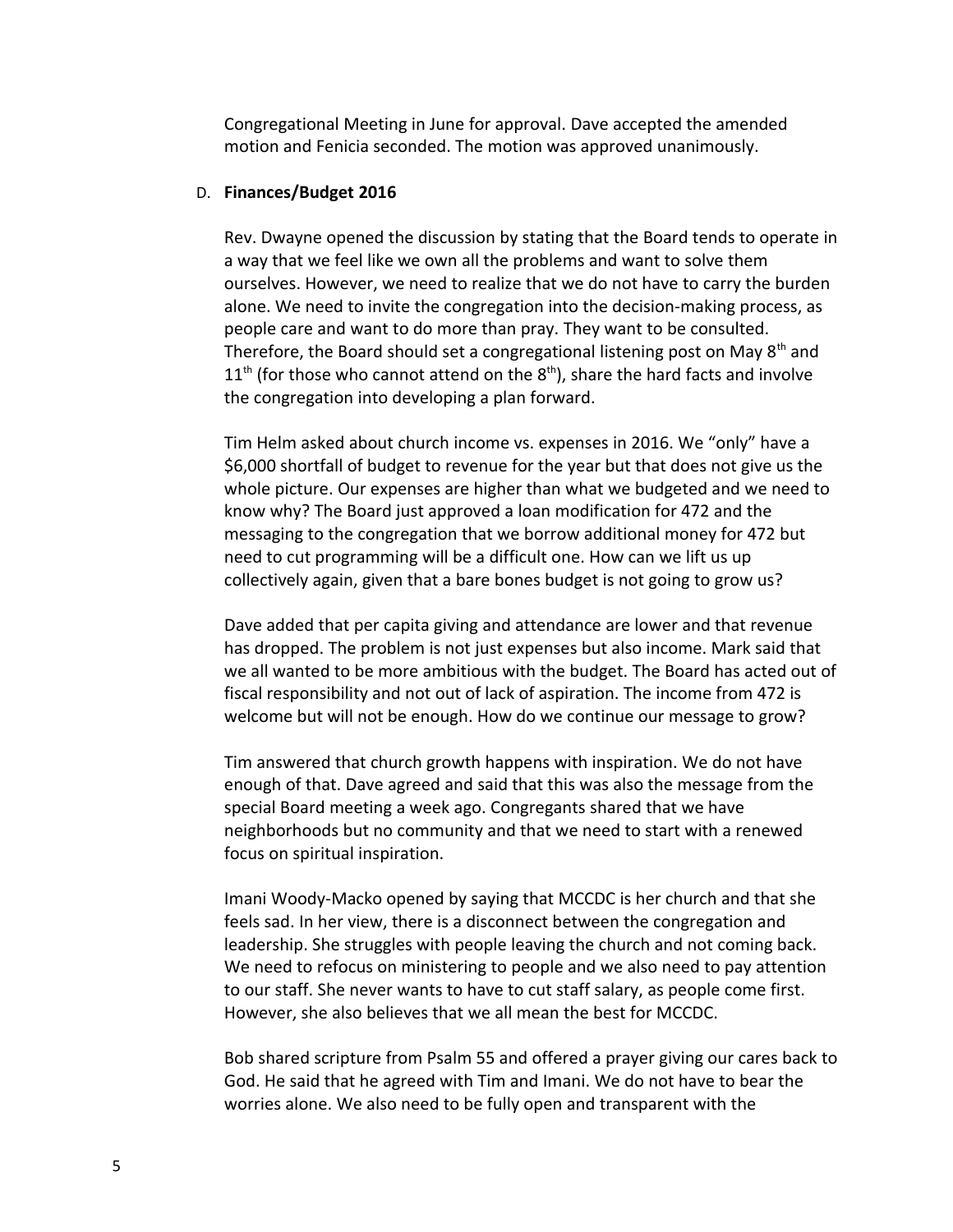Congregational Meeting in June for approval. Dave accepted the amended motion and Fenicia seconded. The motion was approved unanimously.

D. **Finances/Budget 2016**

Rev. Dwayne opened the discussion by stating that the Board tends to operate in a way that we feel like we own all the problems and want to solve them ourselves. However, we need to realize that we do not have to carry the burden alone. We need to invite the congregation into the decision-making process, as people care and want to do more than pray. They want to be consulted. Therefore, the Board should set a congregational listening post on May 8th and 11th (for those who cannot attend on the 8th), share the hard facts and involve the congregation into developing a plan forward.

Tim Helm asked about church income vs. expenses in 2016. We "only" have a $6,000 shortfall of budget to revenue for the year but that does not give us the whole picture. Our expenses are higher than what we budgeted and we need to know why? The Board just approved a loan modification for 472 and the messaging to the congregation that we borrow additional money for 472 but need to cut programming will be a difficult one. How can we lift us up collectively again, given that a bare bones budget is not going to grow us?

Dave added that per capita giving and attendance are lower and that revenue has dropped. The problem is not just expenses but also income. Mark said that we all wanted to be more ambitious with the budget. The Board has acted out of fiscal responsibility and not out of lack of aspiration. The income from 472 is welcome but will not be enough. How do we continue our message to grow?

Tim answered that church growth happens with inspiration. We do not have enough of that. Dave agreed and said that this was also the message from the special Board meeting a week ago. Congregants shared that we have neighborhoods but no community and that we need to start with a renewed focus on spiritual inspiration.

Imani Woody-Macko opened by saying that MCCDC is her church and that she feels sad. In her view, there is a disconnect between the congregation and leadership. She struggles with people leaving the church and not coming back. We need to refocus on ministering to people and we also need to pay attention to our staff. She never wants to have to cut staff salary, as people come first. However, she also believes that we all mean the best for MCCDC.

Bob shared scripture from Psalm 55 and offered a prayer giving our cares back to God. He said that he agreed with Tim and Imani. We do not have to bear the worries alone. We also need to be fully open and transparent with the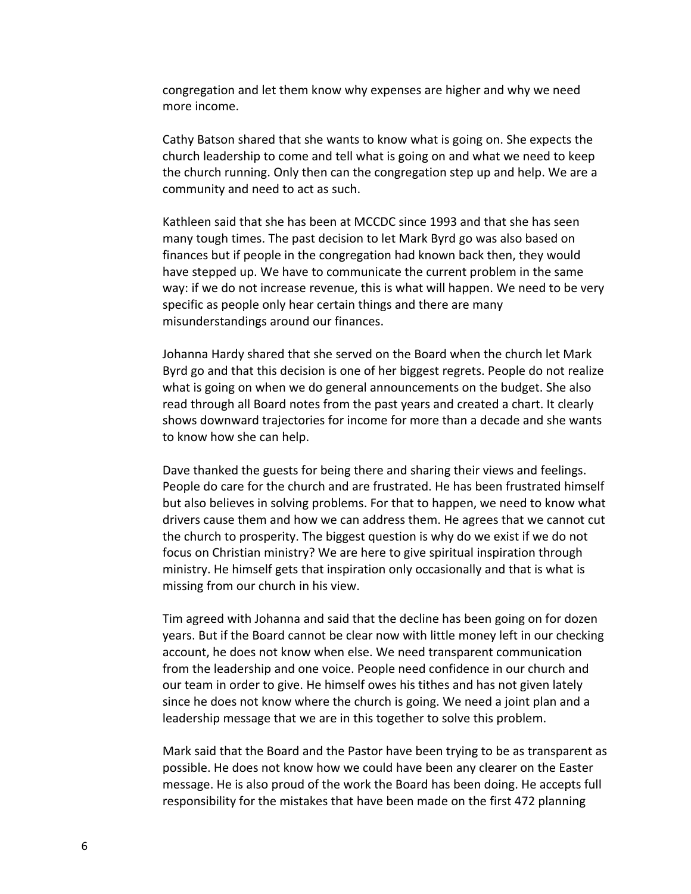congregation and let them know why expenses are higher and why we need more income.

Cathy Batson shared that she wants to know what is going on. She expects the church leadership to come and tell what is going on and what we need to keep the church running. Only then can the congregation step up and help. We are a community and need to act as such.

Kathleen said that she has been at MCCDC since 1993 and that she has seen many tough times. The past decision to let Mark Byrd go was also based on finances but if people in the congregation had known back then, they would have stepped up. We have to communicate the current problem in the same way: if we do not increase revenue, this is what will happen. We need to be very specific as people only hear certain things and there are many misunderstandings around our finances.

Johanna Hardy shared that she served on the Board when the church let Mark Byrd go and that this decision is one of her biggest regrets. People do not realize what is going on when we do general announcements on the budget. She also read through all Board notes from the past years and created a chart. It clearly shows downward trajectories for income for more than a decade and she wants to know how she can help.

Dave thanked the guests for being there and sharing their views and feelings. People do care for the church and are frustrated. He has been frustrated himself but also believes in solving problems. For that to happen, we need to know what drivers cause them and how we can address them. He agrees that we cannot cut the church to prosperity. The biggest question is why do we exist if we do not focus on Christian ministry? We are here to give spiritual inspiration through ministry. He himself gets that inspiration only occasionally and that is what is missing from our church in his view.

Tim agreed with Johanna and said that the decline has been going on for dozen years. But if the Board cannot be clear now with little money left in our checking account, he does not know when else. We need transparent communication from the leadership and one voice. People need confidence in our church and our team in order to give. He himself owes his tithes and has not given lately since he does not know where the church is going. We need a joint plan and a leadership message that we are in this together to solve this problem.

Mark said that the Board and the Pastor have been trying to be as transparent as possible. He does not know how we could have been any clearer on the Easter message. He is also proud of the work the Board has been doing. He accepts full responsibility for the mistakes that have been made on the first 472 planning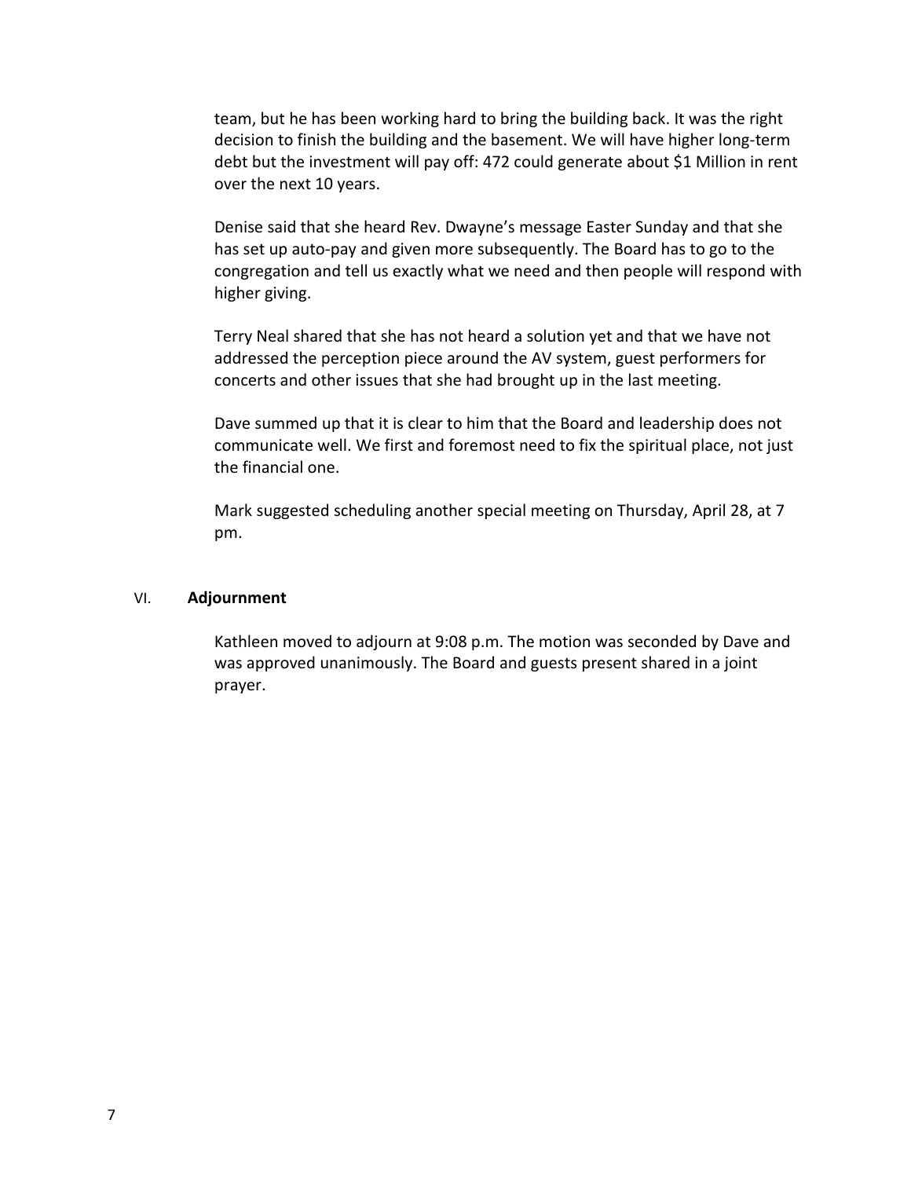team, but he has been working hard to bring the building back. It was the right decision to finish the building and the basement. We will have higher long-term debt but the investment will pay off: 472 could generate about $1 Million in rent over the next 10 years.

Denise said that she heard Rev. Dwayne's message Easter Sunday and that she has set up auto-pay and given more subsequently. The Board has to go to the congregation and tell us exactly what we need and then people will respond with higher giving.

Terry Neal shared that she has not heard a solution yet and that we have not addressed the perception piece around the AV system, guest performers for concerts and other issues that she had brought up in the last meeting.

Dave summed up that it is clear to him that the Board and leadership does not communicate well. We first and foremost need to fix the spiritual place, not just the financial one.

Mark suggested scheduling another special meeting on Thursday, April 28, at 7 pm.

## VI. Adjournment

Kathleen moved to adjourn at 9:08 p.m. The motion was seconded by Dave and was approved unanimously. The Board and guests present shared in a joint prayer.